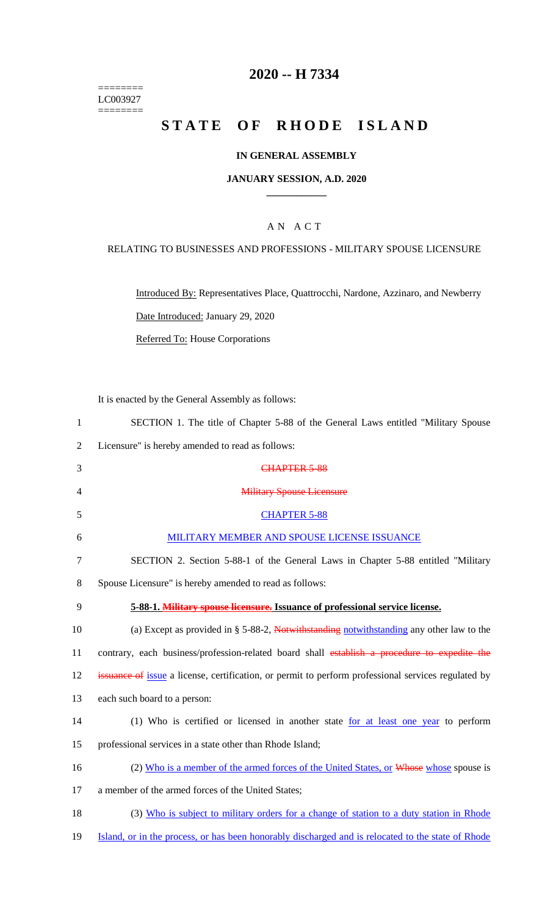========
LC003927
========

# 2020 -- H 7334

# STATE OF RHODE ISLAND

**IN GENERAL ASSEMBLY**

**JANUARY SESSION, A.D. 2020**

____________

A N A C T

RELATING TO BUSINESSES AND PROFESSIONS - MILITARY SPOUSE LICENSURE

Introduced By: Representatives Place, Quattrocchi, Nardone, Azzinaro, and Newberry

Date Introduced: January 29, 2020

Referred To: House Corporations

It is enacted by the General Assembly as follows:

1 SECTION 1. The title of Chapter 5-88 of the General Laws entitled "Military Spouse
2 Licensure" is hereby amended to read as follows:

3 ~~CHAPTER 5-88~~

4 ~~Military Spouse Licensure~~

5 CHAPTER 5-88

6 MILITARY MEMBER AND SPOUSE LICENSE ISSUANCE

7 SECTION 2. Section 5-88-1 of the General Laws in Chapter 5-88 entitled "Military
8 Spouse Licensure" is hereby amended to read as follows:

9 **5-88-1. ~~Military spouse licensure.~~ Issuance of professional service license.**

10 (a) Except as provided in § 5-88-2, ~~Notwithstanding~~ notwithstanding any other law to the
11 contrary, each business/profession-related board shall ~~establish a procedure to expedite the~~
12 ~~issuance of~~ issue a license, certification, or permit to perform professional services regulated by
13 each such board to a person:

14 (1) Who is certified or licensed in another state for at least one year to perform
15 professional services in a state other than Rhode Island;

16 (2) Who is a member of the armed forces of the United States, or ~~Whose~~ whose spouse is
17 a member of the armed forces of the United States;

18 (3) Who is subject to military orders for a change of station to a duty station in Rhode
19 Island, or in the process, or has been honorably discharged and is relocated to the state of Rhode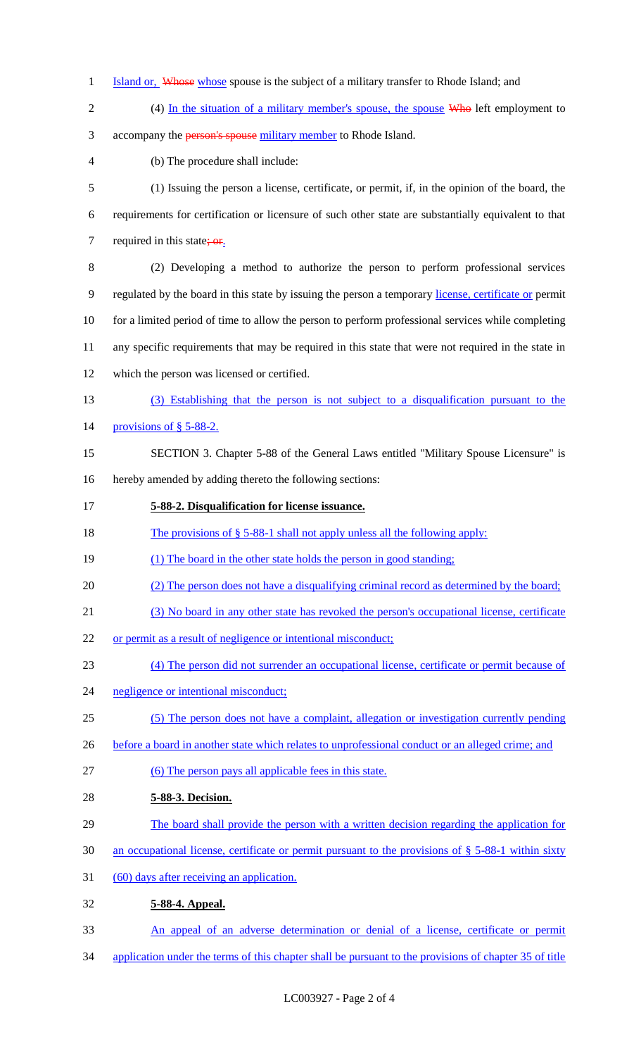Island or, ~~Whose~~ whose spouse is the subject of a military transfer to Rhode Island; and

(4) In the situation of a military member's spouse, the spouse ~~Who~~ left employment to accompany the ~~person's spouse~~ military member to Rhode Island.

(b) The procedure shall include:

(1) Issuing the person a license, certificate, or permit, if, in the opinion of the board, the requirements for certification or licensure of such other state are substantially equivalent to that required in this state~~; or~~.

(2) Developing a method to authorize the person to perform professional services regulated by the board in this state by issuing the person a temporary license, certificate or permit for a limited period of time to allow the person to perform professional services while completing any specific requirements that may be required in this state that were not required in the state in which the person was licensed or certified.

(3) Establishing that the person is not subject to a disqualification pursuant to the provisions of § 5-88-2.

SECTION 3. Chapter 5-88 of the General Laws entitled "Military Spouse Licensure" is hereby amended by adding thereto the following sections:

**5-88-2. Disqualification for license issuance.**

The provisions of § 5-88-1 shall not apply unless all the following apply:

(1) The board in the other state holds the person in good standing;

(2) The person does not have a disqualifying criminal record as determined by the board;

(3) No board in any other state has revoked the person's occupational license, certificate or permit as a result of negligence or intentional misconduct;

(4) The person did not surrender an occupational license, certificate or permit because of negligence or intentional misconduct;

(5) The person does not have a complaint, allegation or investigation currently pending before a board in another state which relates to unprofessional conduct or an alleged crime; and

(6) The person pays all applicable fees in this state.

**5-88-3. Decision.**

The board shall provide the person with a written decision regarding the application for an occupational license, certificate or permit pursuant to the provisions of § 5-88-1 within sixty (60) days after receiving an application.

**5-88-4. Appeal.**

An appeal of an adverse determination or denial of a license, certificate or permit application under the terms of this chapter shall be pursuant to the provisions of chapter 35 of title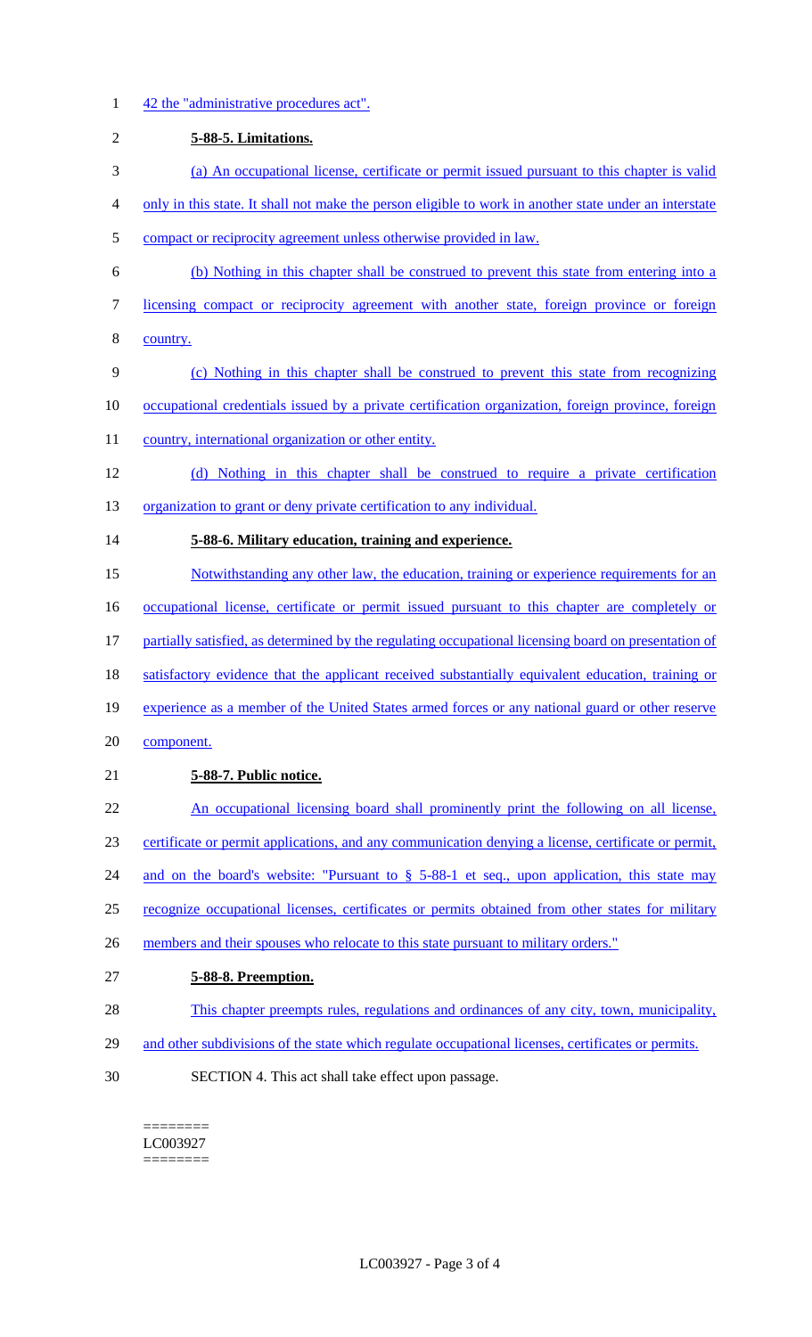42 the "administrative procedures act".

**5-88-5. Limitations.**

(a) An occupational license, certificate or permit issued pursuant to this chapter is valid only in this state. It shall not make the person eligible to work in another state under an interstate compact or reciprocity agreement unless otherwise provided in law.

(b) Nothing in this chapter shall be construed to prevent this state from entering into a licensing compact or reciprocity agreement with another state, foreign province or foreign country.

(c) Nothing in this chapter shall be construed to prevent this state from recognizing occupational credentials issued by a private certification organization, foreign province, foreign country, international organization or other entity.

(d) Nothing in this chapter shall be construed to require a private certification organization to grant or deny private certification to any individual.

**5-88-6. Military education, training and experience.**

Notwithstanding any other law, the education, training or experience requirements for an occupational license, certificate or permit issued pursuant to this chapter are completely or partially satisfied, as determined by the regulating occupational licensing board on presentation of satisfactory evidence that the applicant received substantially equivalent education, training or experience as a member of the United States armed forces or any national guard or other reserve component.

**5-88-7. Public notice.**

An occupational licensing board shall prominently print the following on all license, certificate or permit applications, and any communication denying a license, certificate or permit, and on the board's website: "Pursuant to § 5-88-1 et seq., upon application, this state may recognize occupational licenses, certificates or permits obtained from other states for military members and their spouses who relocate to this state pursuant to military orders."

**5-88-8. Preemption.**

This chapter preempts rules, regulations and ordinances of any city, town, municipality, and other subdivisions of the state which regulate occupational licenses, certificates or permits.

SECTION 4. This act shall take effect upon passage.

========
LC003927
========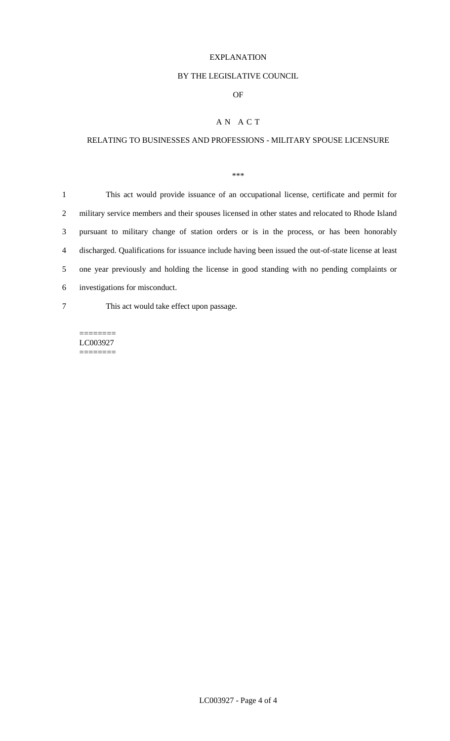EXPLANATION

BY THE LEGISLATIVE COUNCIL

OF

A N A C T

RELATING TO BUSINESSES AND PROFESSIONS - MILITARY SPOUSE LICENSURE

\*\*\*

This act would provide issuance of an occupational license, certificate and permit for military service members and their spouses licensed in other states and relocated to Rhode Island pursuant to military change of station orders or is in the process, or has been honorably discharged. Qualifications for issuance include having been issued the out-of-state license at least one year previously and holding the license in good standing with no pending complaints or investigations for misconduct.

This act would take effect upon passage.

========
LC003927
========